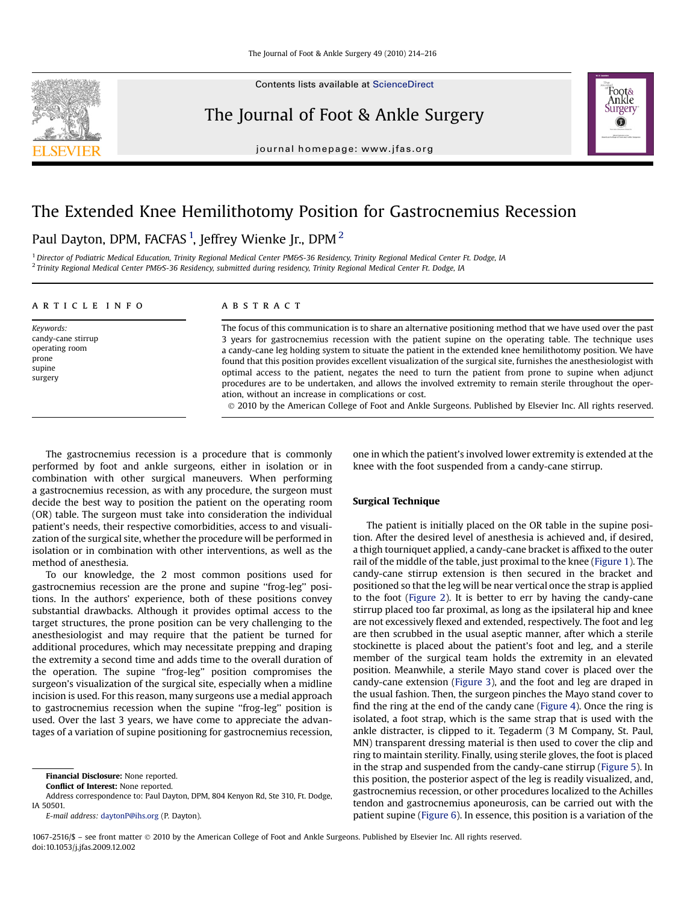# The Extended Knee Hemilithotomy Position for Gastrocnemius Recession

Paul Dayton, DPM, FACFAS [1], Jeffrey Wienke Jr., DPM [2]

[1] Director of Podiatric Medical Education, Trinity Regional Medical Center PM&S-36 Residency, Trinity Regional Medical Center Ft. Dodge, IA
[2] Trinity Regional Medical Center PM&S-36 Residency, submitted during residency, Trinity Regional Medical Center Ft. Dodge, IA

## ARTICLE INFO

*Keywords:*
candy-cane stirrup
operating room
prone
supine
surgery

## ABSTRACT

The focus of this communication is to share an alternative positioning method that we have used over the past 3 years for gastrocnemius recession with the patient supine on the operating table. The technique uses a candy-cane leg holding system to situate the patient in the extended knee hemilithotomy position. We have found that this position provides excellent visualization of the surgical site, furnishes the anesthesiologist with optimal access to the patient, negates the need to turn the patient from prone to supine when adjunct procedures are to be undertaken, and allows the involved extremity to remain sterile throughout the operation, without an increase in complications or cost.

© 2010 by the American College of Foot and Ankle Surgeons. Published by Elsevier Inc. All rights reserved.

The gastrocnemius recession is a procedure that is commonly performed by foot and ankle surgeons, either in isolation or in combination with other surgical maneuvers. When performing a gastrocnemius recession, as with any procedure, the surgeon must decide the best way to position the patient on the operating room (OR) table. The surgeon must take into consideration the individual patient's needs, their respective comorbidities, access to and visualization of the surgical site, whether the procedure will be performed in isolation or in combination with other interventions, as well as the method of anesthesia.

To our knowledge, the 2 most common positions used for gastrocnemius recession are the prone and supine "frog-leg" positions. In the authors' experience, both of these positions convey substantial drawbacks. Although it provides optimal access to the target structures, the prone position can be very challenging to the anesthesiologist and may require that the patient be turned for additional procedures, which may necessitate prepping and draping the extremity a second time and adds time to the overall duration of the operation. The supine "frog-leg" position compromises the surgeon's visualization of the surgical site, especially when a midline incision is used. For this reason, many surgeons use a medial approach to gastrocnemius recession when the supine "frog-leg" position is used. Over the last 3 years, we have come to appreciate the advantages of a variation of supine positioning for gastrocnemius recession, one in which the patient's involved lower extremity is extended at the knee with the foot suspended from a candy-cane stirrup.

## Surgical Technique

The patient is initially placed on the OR table in the supine position. After the desired level of anesthesia is achieved and, if desired, a thigh tourniquet applied, a candy-cane bracket is affixed to the outer rail of the middle of the table, just proximal to the knee (Figure 1). The candy-cane stirrup extension is then secured in the bracket and positioned so that the leg will be near vertical once the strap is applied to the foot (Figure 2). It is better to err by having the candy-cane stirrup placed too far proximal, as long as the ipsilateral hip and knee are not excessively flexed and extended, respectively. The foot and leg are then scrubbed in the usual aseptic manner, after which a sterile stockinette is placed about the patient's foot and leg, and a sterile member of the surgical team holds the extremity in an elevated position. Meanwhile, a sterile Mayo stand cover is placed over the candy-cane extension (Figure 3), and the foot and leg are draped in the usual fashion. Then, the surgeon pinches the Mayo stand cover to find the ring at the end of the candy cane (Figure 4). Once the ring is isolated, a foot strap, which is the same strap that is used with the ankle distracter, is clipped to it. Tegaderm (3 M Company, St. Paul, MN) transparent dressing material is then used to cover the clip and ring to maintain sterility. Finally, using sterile gloves, the foot is placed in the strap and suspended from the candy-cane stirrup (Figure 5). In this position, the posterior aspect of the leg is readily visualized, and, gastrocnemius recession, or other procedures localized to the Achilles tendon and gastrocnemius aponeurosis, can be carried out with the patient supine (Figure 6). In essence, this position is a variation of the

**Financial Disclosure:** None reported.
**Conflict of Interest:** None reported.
Address correspondence to: Paul Dayton, DPM, 804 Kenyon Rd, Ste 310, Ft. Dodge, IA 50501.
*E-mail address:* daytonP@ihs.org (P. Dayton).

1067-2516/$ – see front matter © 2010 by the American College of Foot and Ankle Surgeons. Published by Elsevier Inc. All rights reserved.
doi:10.1053/j.jfas.2009.12.002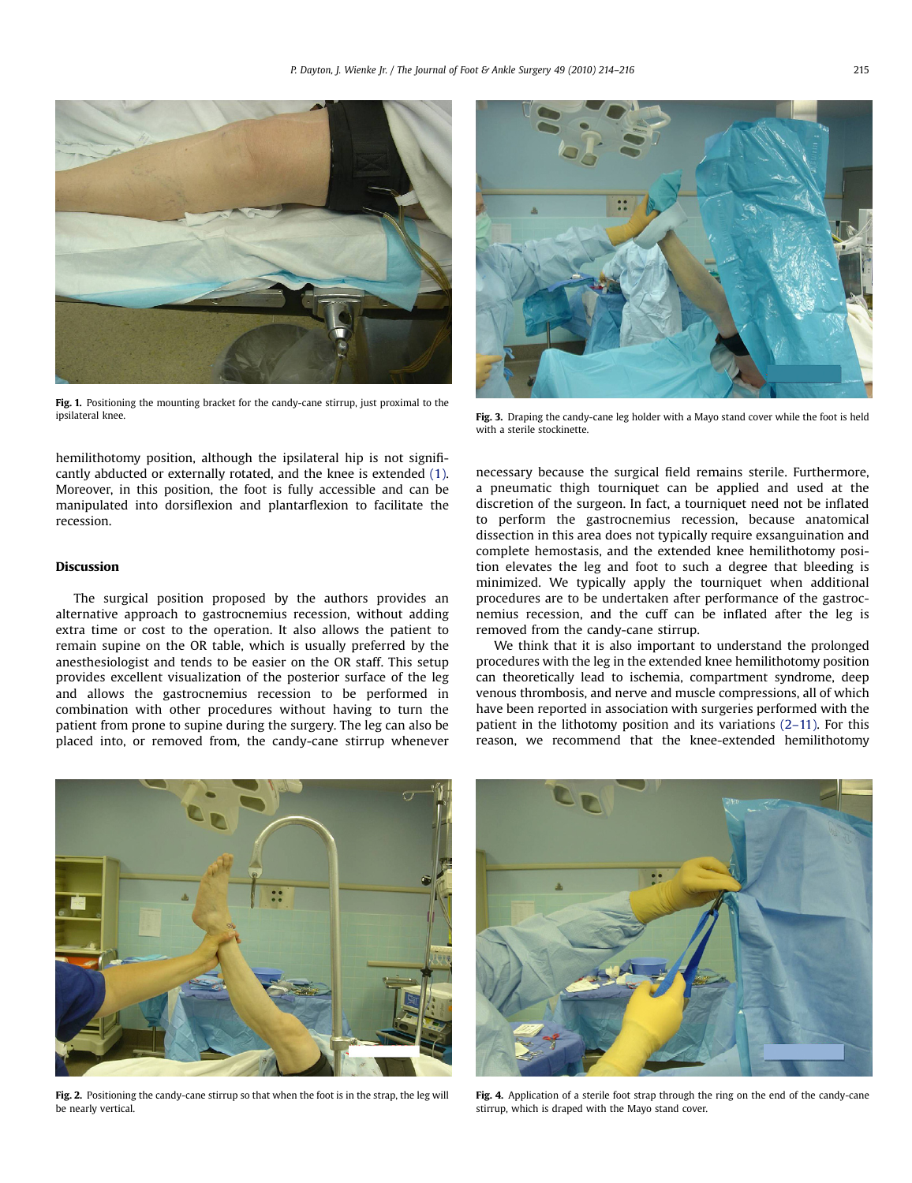Fig. 1. Positioning the mounting bracket for the candy-cane stirrup, just proximal to the ipsilateral knee.

hemilithotomy position, although the ipsilateral hip is not significantly abducted or externally rotated, and the knee is extended (1). Moreover, in this position, the foot is fully accessible and can be manipulated into dorsiflexion and plantarflexion to facilitate the recession.

## Discussion

The surgical position proposed by the authors provides an alternative approach to gastrocnemius recession, without adding extra time or cost to the operation. It also allows the patient to remain supine on the OR table, which is usually preferred by the anesthesiologist and tends to be easier on the OR staff. This setup provides excellent visualization of the posterior surface of the leg and allows the gastrocnemius recession to be performed in combination with other procedures without having to turn the patient from prone to supine during the surgery. The leg can also be placed into, or removed from, the candy-cane stirrup whenever

Fig. 3. Draping the candy-cane leg holder with a Mayo stand cover while the foot is held with a sterile stockinette.

necessary because the surgical field remains sterile. Furthermore, a pneumatic thigh tourniquet can be applied and used at the discretion of the surgeon. In fact, a tourniquet need not be inflated to perform the gastrocnemius recession, because anatomical dissection in this area does not typically require exsanguination and complete hemostasis, and the extended knee hemilithotomy position elevates the leg and foot to such a degree that bleeding is minimized. We typically apply the tourniquet when additional procedures are to be undertaken after performance of the gastrocnemius recession, and the cuff can be inflated after the leg is removed from the candy-cane stirrup.

We think that it is also important to understand the prolonged procedures with the leg in the extended knee hemilithotomy position can theoretically lead to ischemia, compartment syndrome, deep venous thrombosis, and nerve and muscle compressions, all of which have been reported in association with surgeries performed with the patient in the lithotomy position and its variations (2–11). For this reason, we recommend that the knee-extended hemilithotomy

Fig. 2. Positioning the candy-cane stirrup so that when the foot is in the strap, the leg will be nearly vertical.

Fig. 4. Application of a sterile foot strap through the ring on the end of the candy-cane stirrup, which is draped with the Mayo stand cover.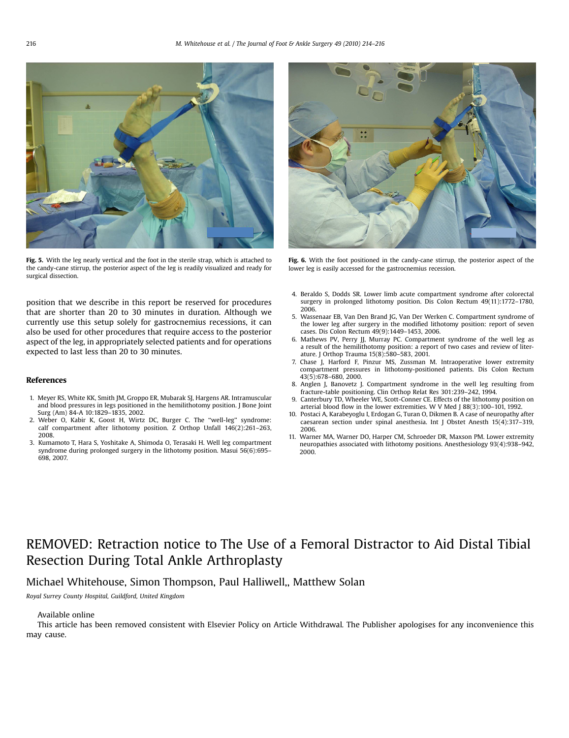Fig. 5. With the leg nearly vertical and the foot in the sterile strap, which is attached to the candy-cane stirrup, the posterior aspect of the leg is readily visualized and ready for surgical dissection.

Fig. 6. With the foot positioned in the candy-cane stirrup, the posterior aspect of the lower leg is easily accessed for the gastrocnemius recession.

position that we describe in this report be reserved for procedures that are shorter than 20 to 30 minutes in duration. Although we currently use this setup solely for gastrocnemius recessions, it can also be used for other procedures that require access to the posterior aspect of the leg, in appropriately selected patients and for operations expected to last less than 20 to 30 minutes.

## References

1. Meyer RS, White KK, Smith JM, Groppo ER, Mubarak SJ, Hargens AR. Intramuscular and blood pressures in legs positioned in the hemilithotomy position. J Bone Joint Surg (Am) 84-A 10:1829–1835, 2002.
2. Weber O, Kabir K, Goost H, Wirtz DC, Burger C. The "well-leg" syndrome: calf compartment after lithotomy position. Z Orthop Unfall 146(2):261–263, 2008.
3. Kumamoto T, Hara S, Yoshitake A, Shimoda O, Terasaki H. Well leg compartment syndrome during prolonged surgery in the lithotomy position. Masui 56(6):695–698, 2007.
4. Beraldo S, Dodds SR. Lower limb acute compartment syndrome after colorectal surgery in prolonged lithotomy position. Dis Colon Rectum 49(11):1772–1780, 2006.
5. Wassenaar EB, Van Den Brand JG, Van Der Werken C. Compartment syndrome of the lower leg after surgery in the modified lithotomy position: report of seven cases. Dis Colon Rectum 49(9):1449–1453, 2006.
6. Mathews PV, Perry JJ, Murray PC. Compartment syndrome of the well leg as a result of the hemilithotomy position: a report of two cases and review of literature. J Orthop Trauma 15(8):580–583, 2001.
7. Chase J, Harford F, Pinzur MS, Zussman M. Intraoperative lower extremity compartment pressures in lithotomy-positioned patients. Dis Colon Rectum 43(5):678–680, 2000.
8. Anglen J, Banovetz J. Compartment syndrome in the well leg resulting from fracture-table positioning. Clin Orthop Relat Res 301:239–242, 1994.
9. Canterbury TD, Wheeler WE, Scott-Conner CE. Effects of the lithotomy position on arterial blood flow in the lower extremities. W V Med J 88(3):100–101, 1992.
10. Postaci A, Karabeyoglu I, Erdogan G, Turan O, Dikmen B. A case of neuropathy after caesarean section under spinal anesthesia. Int J Obstet Anesth 15(4):317–319, 2006.
11. Warner MA, Warner DO, Harper CM, Schroeder DR, Maxson PM. Lower extremity neuropathies associated with lithotomy positions. Anesthesiology 93(4):938–942, 2000.

# REMOVED: Retraction notice to The Use of a Femoral Distractor to Aid Distal Tibial Resection During Total Ankle Arthroplasty

Michael Whitehouse, Simon Thompson, Paul Halliwell,, Matthew Solan

*Royal Surrey County Hospital, Guildford, United Kingdom*

Available online

This article has been removed consistent with Elsevier Policy on Article Withdrawal. The Publisher apologises for any inconvenience this may cause.